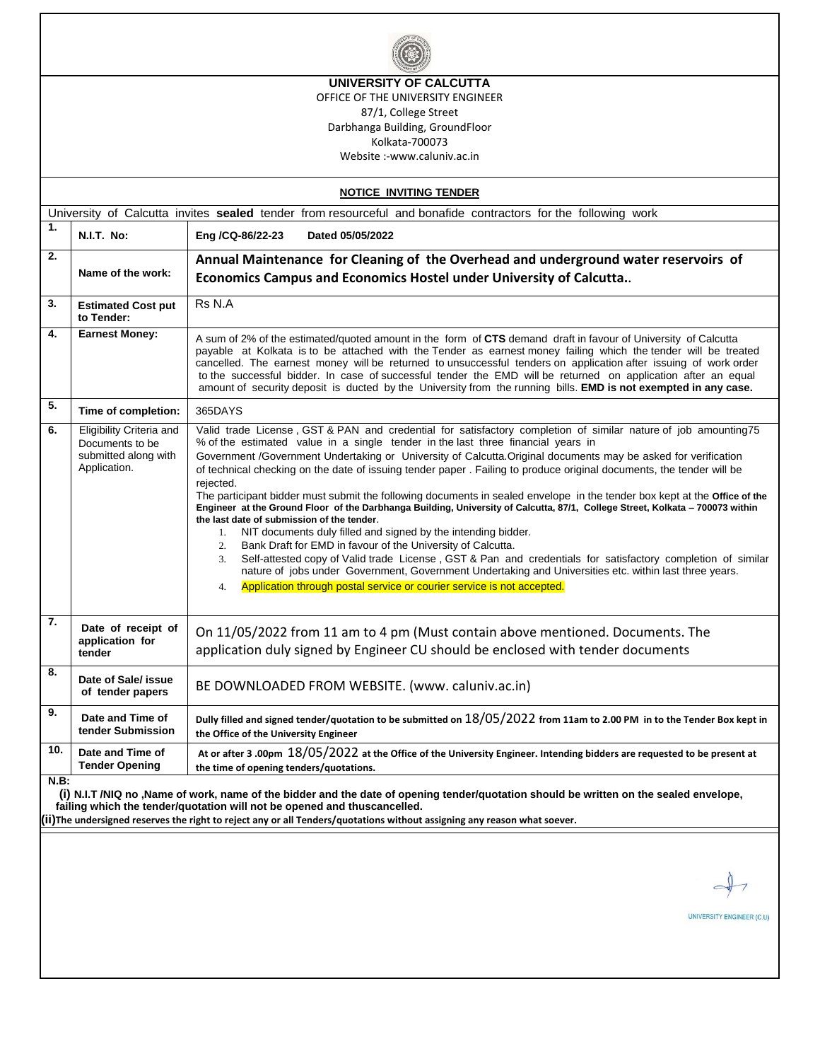# UNIVERSITY OF CALCUTTA

OFFICE OF THE UNIVERSITY ENGINEER
87/1, College Street
Darbhanga Building, GroundFloor
Kolkata-700073
Website :-www.caluniv.ac.in

## NOTICE INVITING TENDER

University of Calcutta invites **sealed** tender from resourceful and bonafide contractors for the following work

| | | |
|---|---|---|
| 1. | **N.I.T. No:** | **Eng /CQ-86/22-23 Dated 05/05/2022** |
| 2. | **Name of the work:** | **Annual Maintenance for Cleaning of the Overhead and underground water reservoirs of Economics Campus and Economics Hostel under University of Calcutta..** |
| 3. | **Estimated Cost put to Tender:** | Rs N.A |
| 4. | **Earnest Money:** | A sum of 2% of the estimated/quoted amount in the form of **CTS** demand draft in favour of University of Calcutta payable at Kolkata is to be attached with the Tender as earnest money failing which the tender will be treated cancelled. The earnest money will be returned to unsuccessful tenders on application after issuing of work order to the successful bidder. In case of successful tender the EMD will be returned on application after an equal amount of security deposit is ducted by the University from the running bills. **EMD is not exempted in any case.** |
| 5. | **Time of completion:** | 365DAYS |
| 6. | Eligibility Criteria and Documents to be submitted along with Application. | Valid trade License , GST & PAN and credential for satisfactory completion of similar nature of job amounting75 % of the estimated value in a single tender in the last three financial years in Government /Government Undertaking or University of Calcutta.Original documents may be asked for verification of technical checking on the date of issuing tender paper . Failing to produce original documents, the tender will be rejected.<br>The participant bidder must submit the following documents in sealed envelope in the tender box kept at the **Office of the Engineer at the Ground Floor of the Darbhanga Building, University of Calcutta, 87/1, College Street, Kolkata – 700073 within the last date of submission of the tender**.<br>1. NIT documents duly filled and signed by the intending bidder.<br>2. Bank Draft for EMD in favour of the University of Calcutta.<br>3. Self-attested copy of Valid trade License , GST & Pan and credentials for satisfactory completion of similar nature of jobs under Government, Government Undertaking and Universities etc. within last three years.<br>4. Application through postal service or courier service is not accepted. |
| 7. | **Date of receipt of application for tender** | On 11/05/2022 from 11 am to 4 pm (Must contain above mentioned. Documents. The application duly signed by Engineer CU should be enclosed with tender documents |
| 8. | **Date of Sale/ issue of tender papers** | BE DOWNLOADED FROM WEBSITE. (www. caluniv.ac.in) |
| 9. | **Date and Time of tender Submission** | **Dully filled and signed tender/quotation to be submitted on 18/05/2022 from 11am to 2.00 PM in to the Tender Box kept in the Office of the University Engineer** |
| 10. | **Date and Time of Tender Opening** | **At or after 3 .00pm 18/05/2022 at the Office of the University Engineer. Intending bidders are requested to be present at the time of opening tenders/quotations.** |

**N.B:**

**(i) N.I.T /NIQ no ,Name of work, name of the bidder and the date of opening tender/quotation should be written on the sealed envelope, failing which the tender/quotation will not be opened and thuscancelled.**

**(ii)The undersigned reserves the right to reject any or all Tenders/quotations without assigning any reason what soever.**

UNIVERSITY ENGINEER (C.U)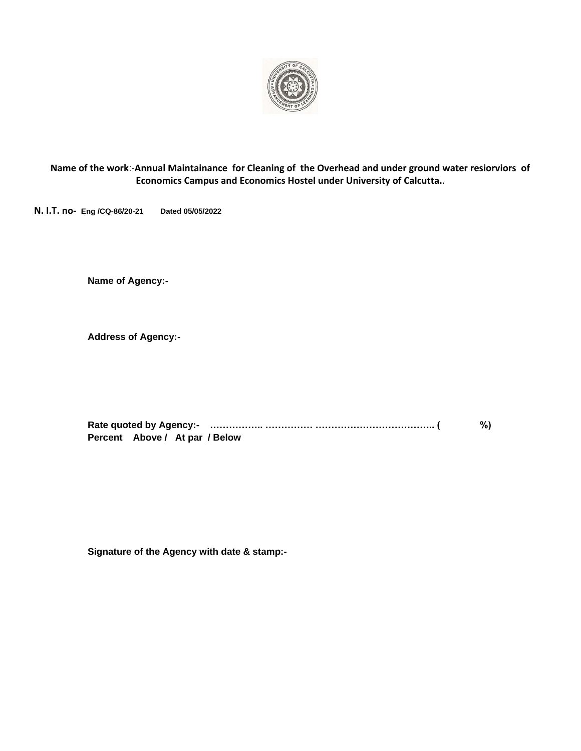**Name of the work**:-**Annual Maintainance for Cleaning of the Overhead and under ground water resiorviors of Economics Campus and Economics Hostel under University of Calcutta.**.

**N. I.T. no- Eng /CQ-86/20-21 Dated 05/05/2022**

**Name of Agency:-**

**Address of Agency:-**

**Rate quoted by Agency:- …………….. …………… ……………………………….. ( %)**
**Percent Above / At par / Below**

**Signature of the Agency with date & stamp:-**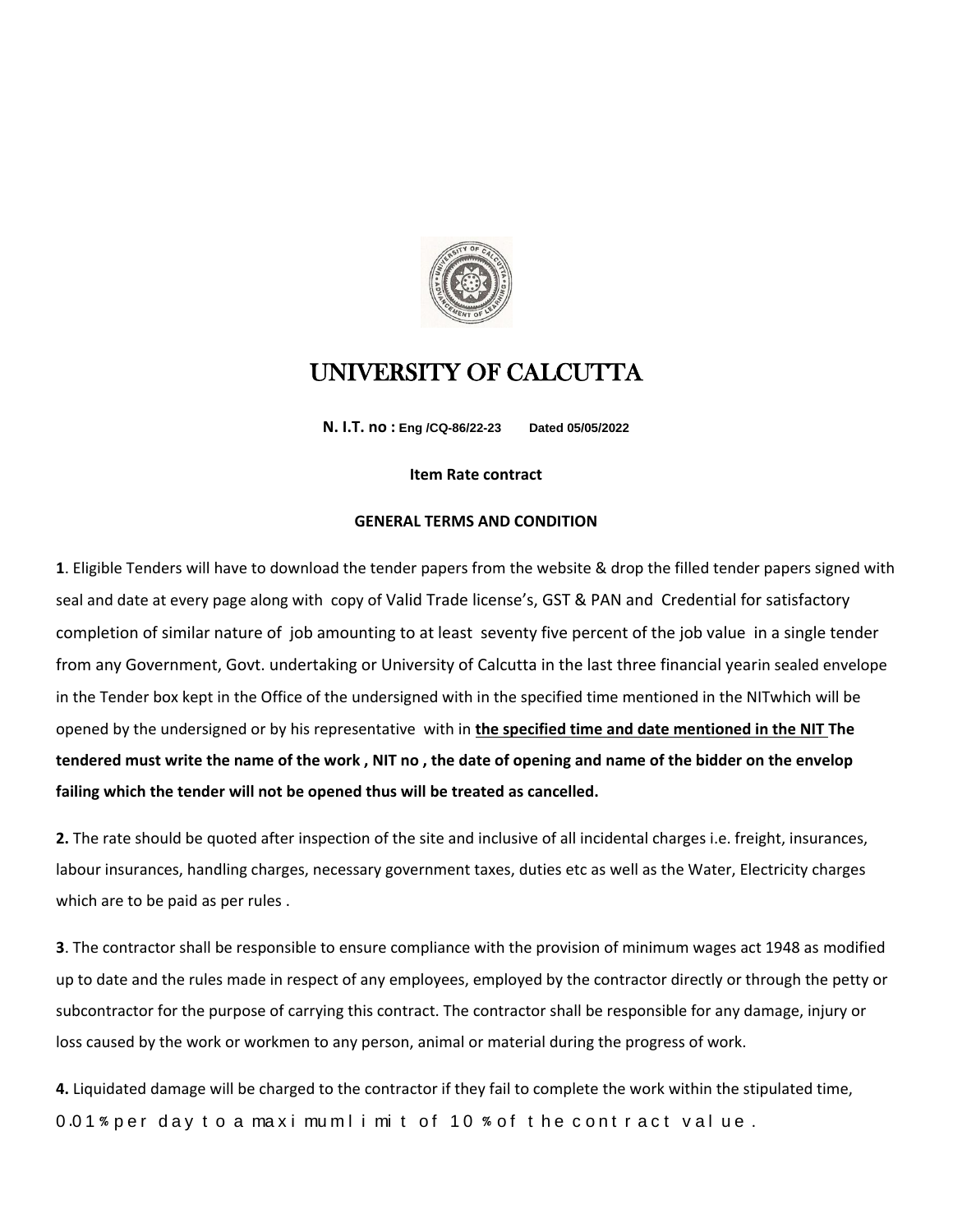# UNIVERSITY OF CALCUTTA

**N. I.T. no : Eng /CQ-86/22-23 Dated 05/05/2022**

**Item Rate contract**

**GENERAL TERMS AND CONDITION**

**1**. Eligible Tenders will have to download the tender papers from the website & drop the filled tender papers signed with seal and date at every page along with copy of Valid Trade license's, GST & PAN and Credential for satisfactory completion of similar nature of job amounting to at least seventy five percent of the job value in a single tender from any Government, Govt. undertaking or University of Calcutta in the last three financial yearin sealed envelope in the Tender box kept in the Office of the undersigned with in the specified time mentioned in the NITwhich will be opened by the undersigned or by his representative with in **<u>the specified time and date mentioned in the NIT</u> The tendered must write the name of the work , NIT no , the date of opening and name of the bidder on the envelop failing which the tender will not be opened thus will be treated as cancelled.**

**2.** The rate should be quoted after inspection of the site and inclusive of all incidental charges i.e. freight, insurances, labour insurances, handling charges, necessary government taxes, duties etc as well as the Water, Electricity charges which are to be paid as per rules .

**3**. The contractor shall be responsible to ensure compliance with the provision of minimum wages act 1948 as modified up to date and the rules made in respect of any employees, employed by the contractor directly or through the petty or subcontractor for the purpose of carrying this contract. The contractor shall be responsible for any damage, injury or loss caused by the work or workmen to any person, animal or material during the progress of work.

**4.** Liquidated damage will be charged to the contractor if they fail to complete the work within the stipulated time, 0.01% per day to a maximum limit of 10 % of the contract value.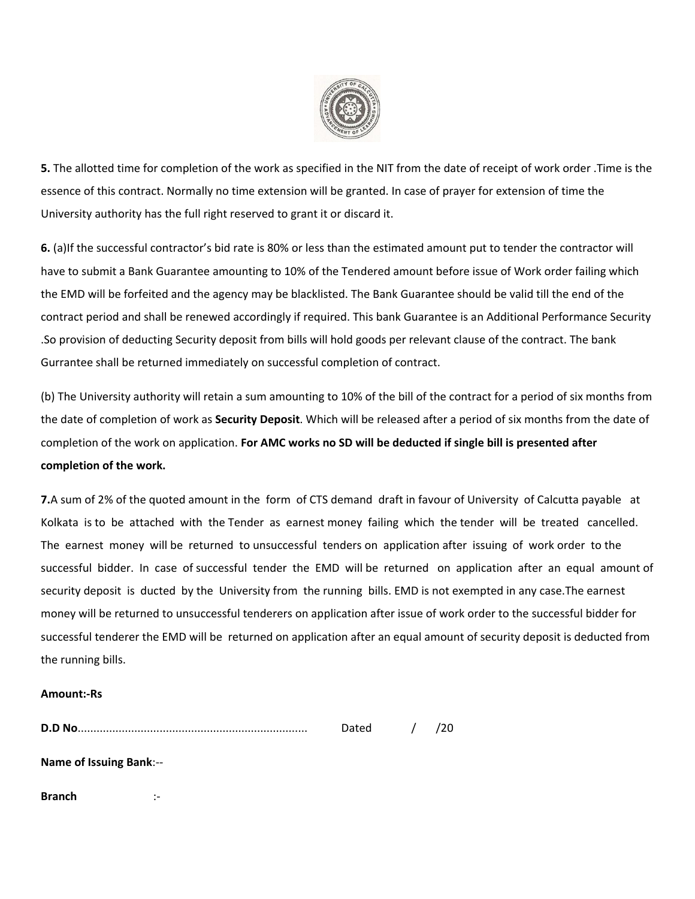**5.** The allotted time for completion of the work as specified in the NIT from the date of receipt of work order .Time is the essence of this contract. Normally no time extension will be granted. In case of prayer for extension of time the University authority has the full right reserved to grant it or discard it.

**6.** (a)If the successful contractor's bid rate is 80% or less than the estimated amount put to tender the contractor will have to submit a Bank Guarantee amounting to 10% of the Tendered amount before issue of Work order failing which the EMD will be forfeited and the agency may be blacklisted. The Bank Guarantee should be valid till the end of the contract period and shall be renewed accordingly if required. This bank Guarantee is an Additional Performance Security .So provision of deducting Security deposit from bills will hold goods per relevant clause of the contract. The bank Gurrantee shall be returned immediately on successful completion of contract.

(b) The University authority will retain a sum amounting to 10% of the bill of the contract for a period of six months from the date of completion of work as **Security Deposit**. Which will be released after a period of six months from the date of completion of the work on application. **For AMC works no SD will be deducted if single bill is presented after completion of the work.**

**7.**A sum of 2% of the quoted amount in the form of CTS demand draft in favour of University of Calcutta payable at Kolkata is to be attached with the Tender as earnest money failing which the tender will be treated cancelled. The earnest money will be returned to unsuccessful tenders on application after issuing of work order to the successful bidder. In case of successful tender the EMD will be returned on application after an equal amount of security deposit is ducted by the University from the running bills. EMD is not exempted in any case.The earnest money will be returned to unsuccessful tenderers on application after issue of work order to the successful bidder for successful tenderer the EMD will be returned on application after an equal amount of security deposit is deducted from the running bills.

**Amount:-Rs**

**D.D No**........................................................................ Dated / /20

**Name of Issuing Bank**:--

**Branch** :-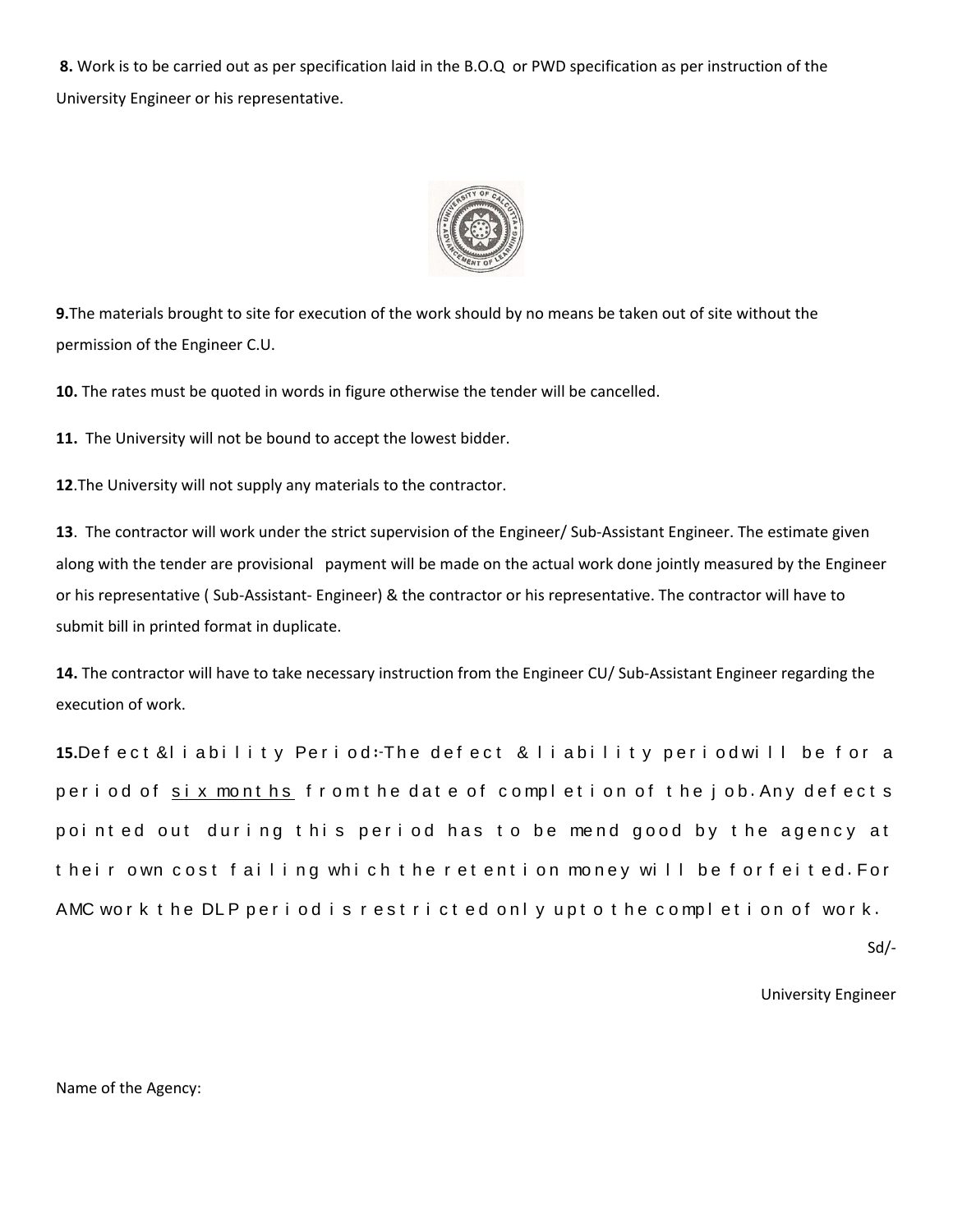**8.** Work is to be carried out as per specification laid in the B.O.Q or PWD specification as per instruction of the University Engineer or his representative.

**9.** The materials brought to site for execution of the work should by no means be taken out of site without the permission of the Engineer C.U.

**10.** The rates must be quoted in words in figure otherwise the tender will be cancelled.

**11.** The University will not be bound to accept the lowest bidder.

**12.** The University will not supply any materials to the contractor.

**13.** The contractor will work under the strict supervision of the Engineer/ Sub-Assistant Engineer. The estimate given along with the tender are provisional payment will be made on the actual work done jointly measured by the Engineer or his representative ( Sub-Assistant- Engineer) & the contractor or his representative. The contractor will have to submit bill in printed format in duplicate.

**14.** The contractor will have to take necessary instruction from the Engineer CU/ Sub-Assistant Engineer regarding the execution of work.

**15.** Defect & liability Period:-The defect & liability period will be for a period of <u>six months</u> from the date of completion of the job. Any defects pointed out during this period has to be mend good by the agency at their own cost failing which the retention money will be forfeited. For AMC work the DLP period is restricted only upto the completion of work.

Sd/-

University Engineer

Name of the Agency: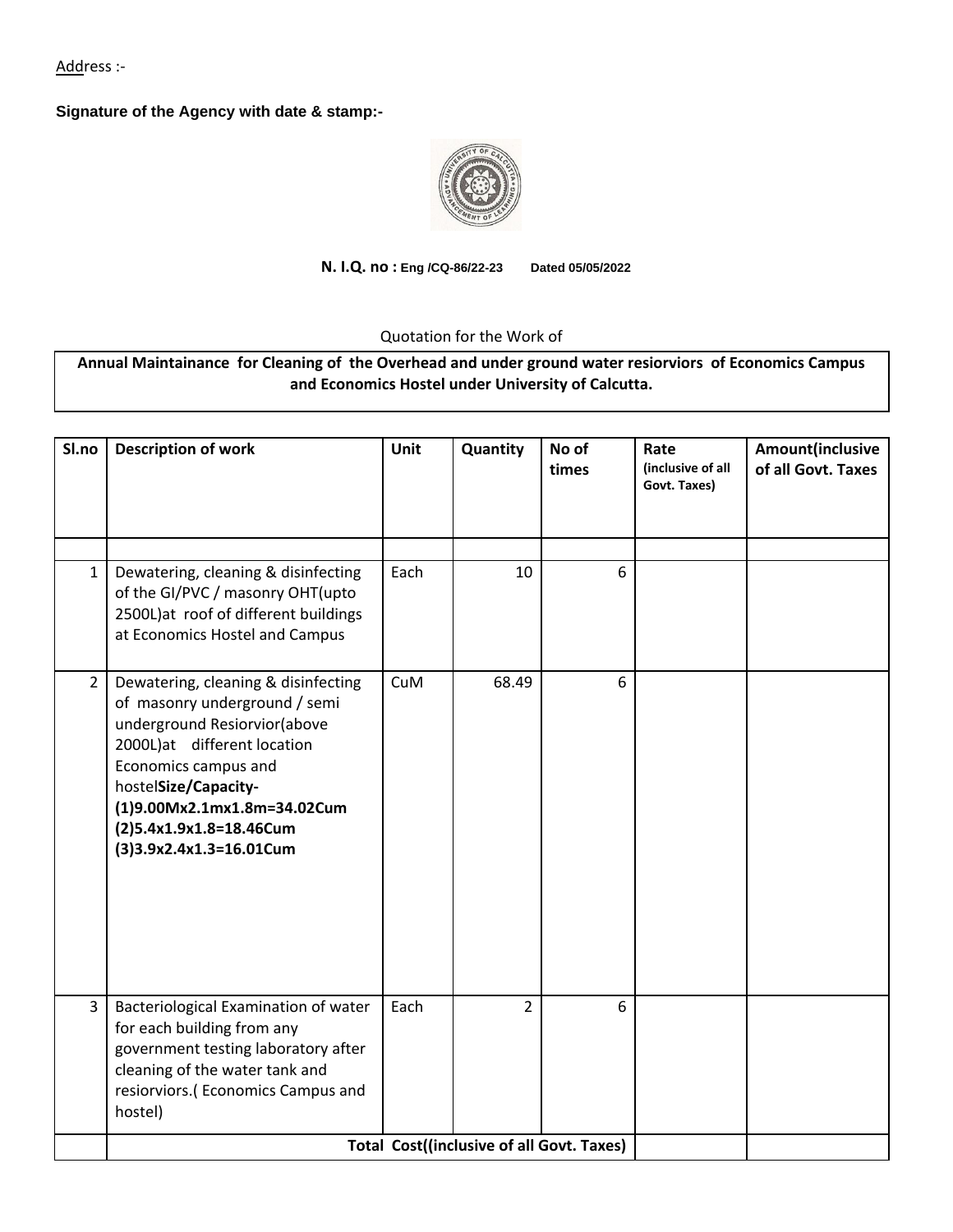Address :-

**Signature of the Agency with date & stamp:-**

**N. I.Q. no : Eng /CQ-86/22-23 Dated 05/05/2022**

Quotation for the Work of

**Annual Maintainance for Cleaning of the Overhead and under ground water resiorviors of Economics Campus and Economics Hostel under University of Calcutta.**

| Sl.no | Description of work | Unit | Quantity | No of times | Rate (inclusive of all Govt. Taxes) | Amount(inclusive of all Govt. Taxes |
|---|---|---|---|---|---|---|
| | | | | | | |
| 1 | Dewatering, cleaning & disinfecting of the GI/PVC / masonry OHT(upto 2500L)at roof of different buildings at Economics Hostel and Campus | Each | 10 | 6 | | |
| 2 | Dewatering, cleaning & disinfecting of masonry underground / semi underground Resiorvior(above 2000L)at different location Economics campus and hostel**Size/Capacity- (1)9.00Mx2.1mx1.8m=34.02Cum (2)5.4x1.9x1.8=18.46Cum (3)3.9x2.4x1.3=16.01Cum** | CuM | 68.49 | 6 | | |
| 3 | Bacteriological Examination of water for each building from any government testing laboratory after cleaning of the water tank and resiorviors.( Economics Campus and hostel) | Each | 2 | 6 | | |
| | **Total Cost((inclusive of all Govt. Taxes)** | | | | | |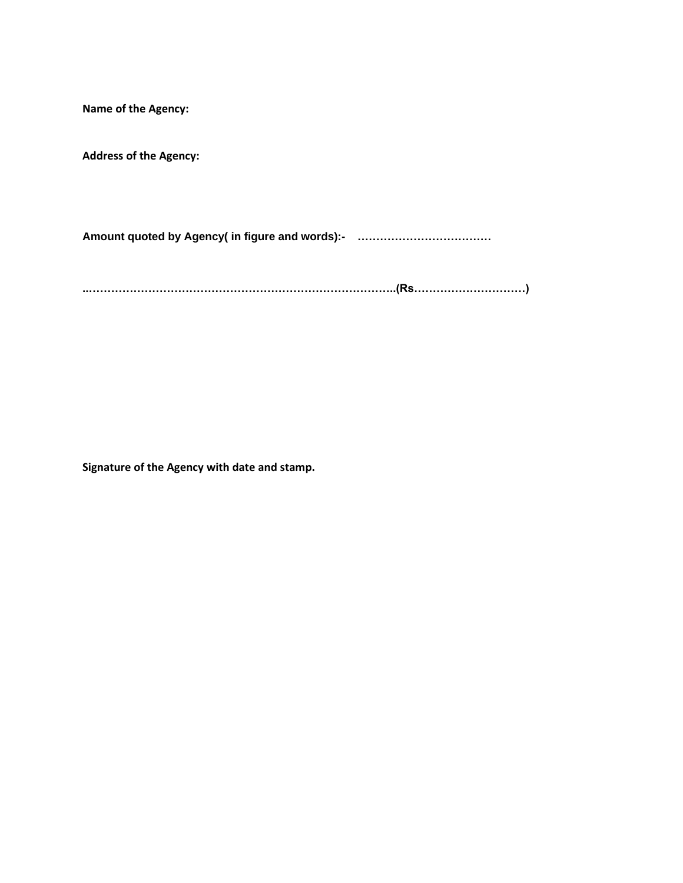**Name of the Agency:**

**Address of the Agency:**

**Amount quoted by Agency( in figure and words):-    ………………………………**

**..………………………………………………………………………..(Rs…………………………)**

**Signature of the Agency with date and stamp.**